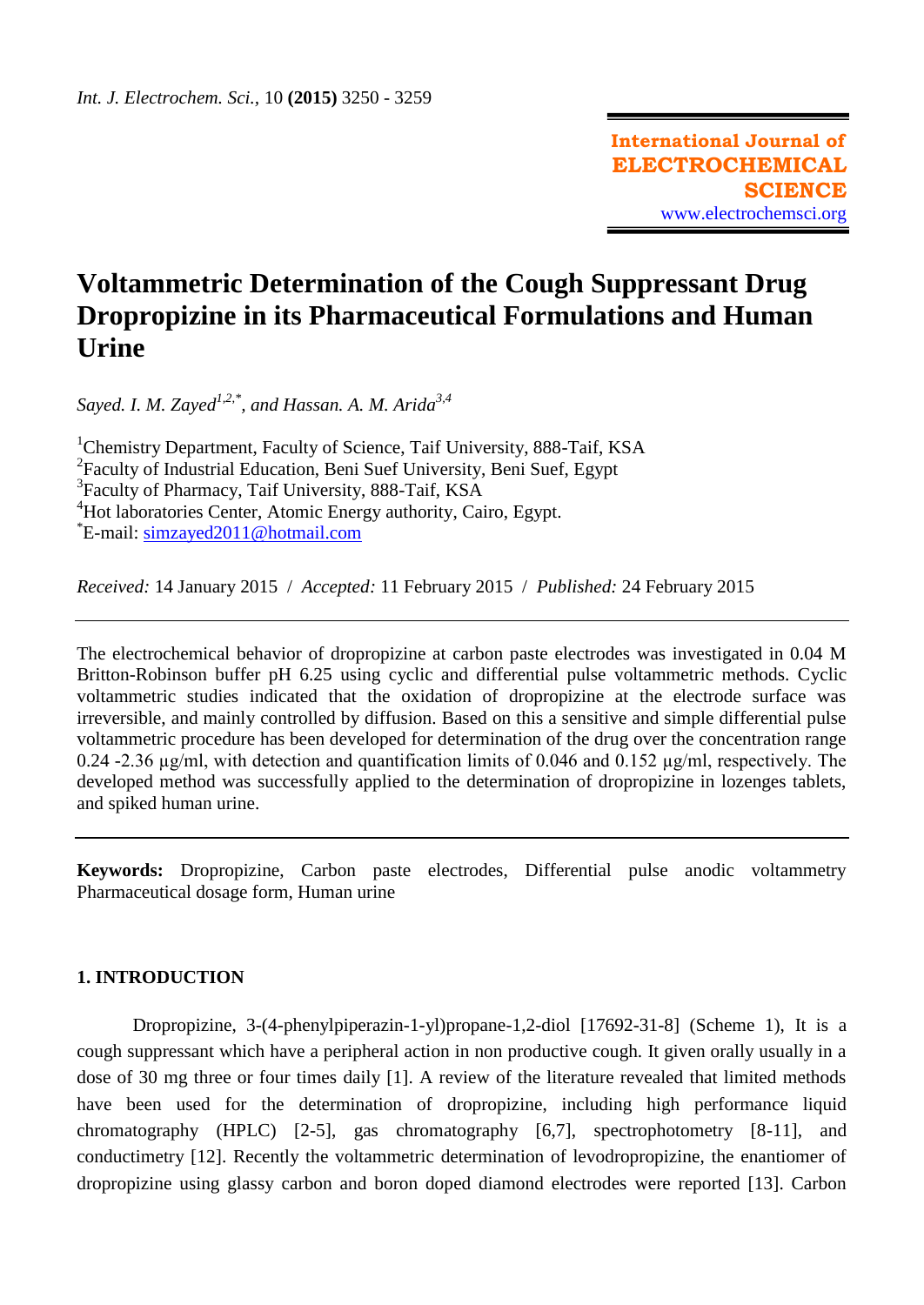International Journal of ELECTROCHEMICAL SCIENCE
www.electrochemsci.org

# Voltammetric Determination of the Cough Suppressant Drug Dropropizine in its Pharmaceutical Formulations and Human Urine

*Sayed. I. M. Zayed*[1,2,*], *and Hassan. A. M. Arida*[3,4]

[1] Chemistry Department, Faculty of Science, Taif University, 888-Taif, KSA
[2] Faculty of Industrial Education, Beni Suef University, Beni Suef, Egypt
[3] Faculty of Pharmacy, Taif University, 888-Taif, KSA
[4] Hot laboratories Center, Atomic Energy authority, Cairo, Egypt.
[*] E-mail: simzayed2011@hotmail.com

*Received:* 14 January 2015 / *Accepted:* 11 February 2015 / *Published:* 24 February 2015

---

The electrochemical behavior of dropropizine at carbon paste electrodes was investigated in 0.04 M Britton-Robinson buffer pH 6.25 using cyclic and differential pulse voltammetric methods. Cyclic voltammetric studies indicated that the oxidation of dropropizine at the electrode surface was irreversible, and mainly controlled by diffusion. Based on this a sensitive and simple differential pulse voltammetric procedure has been developed for determination of the drug over the concentration range 0.24 -2.36 μg/ml, with detection and quantification limits of 0.046 and 0.152 μg/ml, respectively. The developed method was successfully applied to the determination of dropropizine in lozenges tablets, and spiked human urine.

---

**Keywords:** Dropropizine, Carbon paste electrodes, Differential pulse anodic voltammetry Pharmaceutical dosage form, Human urine

## 1. INTRODUCTION

Dropropizine, 3-(4-phenylpiperazin-1-yl)propane-1,2-diol [17692-31-8] (Scheme 1), It is a cough suppressant which have a peripheral action in non productive cough. It given orally usually in a dose of 30 mg three or four times daily [1]. A review of the literature revealed that limited methods have been used for the determination of dropropizine, including high performance liquid chromatography (HPLC) [2-5], gas chromatography [6,7], spectrophotometry [8-11], and conductimetry [12]. Recently the voltammetric determination of levodropropizine, the enantiomer of dropropizine using glassy carbon and boron doped diamond electrodes were reported [13]. Carbon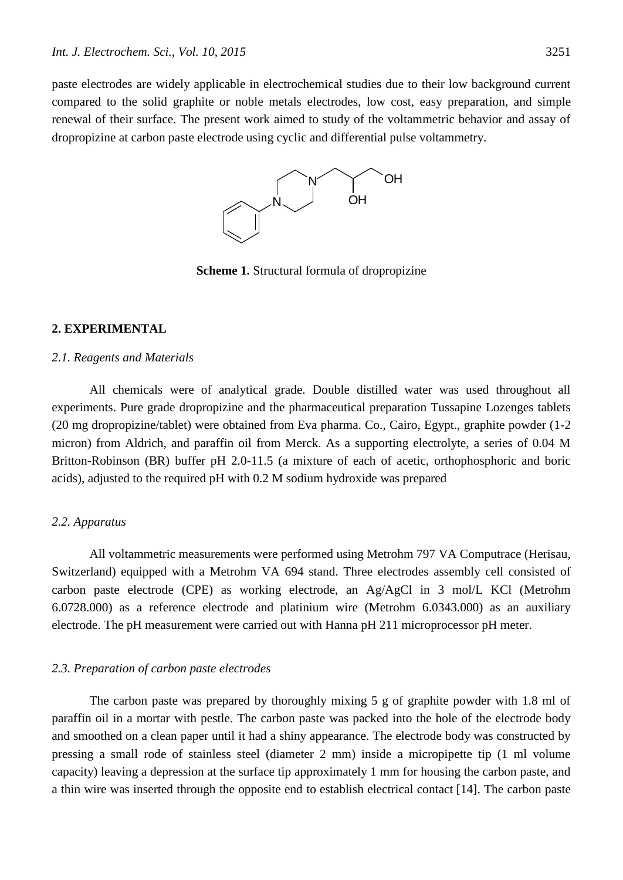paste electrodes are widely applicable in electrochemical studies due to their low background current compared to the solid graphite or noble metals electrodes, low cost, easy preparation, and simple renewal of their surface. The present work aimed to study of the voltammetric behavior and assay of dropropizine at carbon paste electrode using cyclic and differential pulse voltammetry.

**Scheme 1.** Structural formula of dropropizine

## 2. EXPERIMENTAL

### *2.1. Reagents and Materials*

All chemicals were of analytical grade. Double distilled water was used throughout all experiments. Pure grade dropropizine and the pharmaceutical preparation Tussapine Lozenges tablets (20 mg dropropizine/tablet) were obtained from Eva pharma. Co., Cairo, Egypt., graphite powder (1-2 micron) from Aldrich, and paraffin oil from Merck. As a supporting electrolyte, a series of 0.04 M Britton-Robinson (BR) buffer pH 2.0-11.5 (a mixture of each of acetic, orthophosphoric and boric acids), adjusted to the required pH with 0.2 M sodium hydroxide was prepared

### *2.2. Apparatus*

All voltammetric measurements were performed using Metrohm 797 VA Computrace (Herisau, Switzerland) equipped with a Metrohm VA 694 stand. Three electrodes assembly cell consisted of carbon paste electrode (CPE) as working electrode, an Ag/AgCl in 3 mol/L KCl (Metrohm 6.0728.000) as a reference electrode and platinium wire (Metrohm 6.0343.000) as an auxiliary electrode. The pH measurement were carried out with Hanna pH 211 microprocessor pH meter.

### *2.3. Preparation of carbon paste electrodes*

The carbon paste was prepared by thoroughly mixing 5 g of graphite powder with 1.8 ml of paraffin oil in a mortar with pestle. The carbon paste was packed into the hole of the electrode body and smoothed on a clean paper until it had a shiny appearance. The electrode body was constructed by pressing a small rode of stainless steel (diameter 2 mm) inside a micropipette tip (1 ml volume capacity) leaving a depression at the surface tip approximately 1 mm for housing the carbon paste, and a thin wire was inserted through the opposite end to establish electrical contact [14]. The carbon paste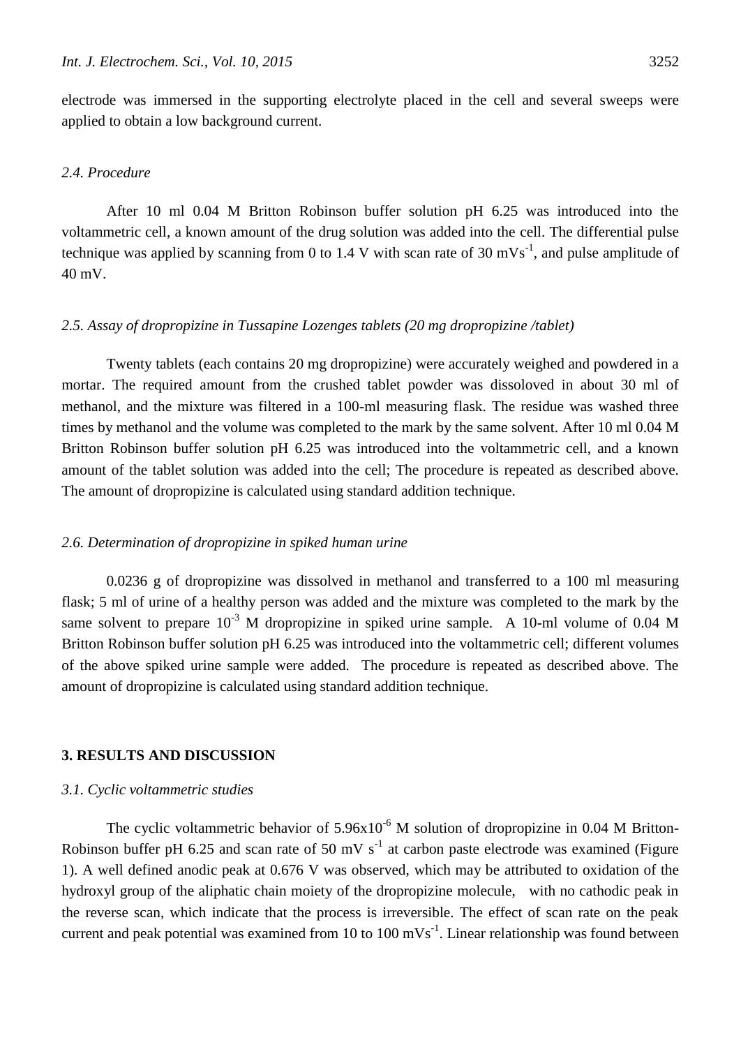electrode was immersed in the supporting electrolyte placed in the cell and several sweeps were applied to obtain a low background current.

### *2.4. Procedure*

After 10 ml 0.04 M Britton Robinson buffer solution pH 6.25 was introduced into the voltammetric cell, a known amount of the drug solution was added into the cell. The differential pulse technique was applied by scanning from 0 to 1.4 V with scan rate of 30 $mVs^{-1}$, and pulse amplitude of 40 mV.

### *2.5. Assay of dropropizine in Tussapine Lozenges tablets (20 mg dropropizine /tablet)*

Twenty tablets (each contains 20 mg dropropizine) were accurately weighed and powdered in a mortar. The required amount from the crushed tablet powder was dissoloved in about 30 ml of methanol, and the mixture was filtered in a 100-ml measuring flask. The residue was washed three times by methanol and the volume was completed to the mark by the same solvent. After 10 ml 0.04 M Britton Robinson buffer solution pH 6.25 was introduced into the voltammetric cell, and a known amount of the tablet solution was added into the cell; The procedure is repeated as described above. The amount of dropropizine is calculated using standard addition technique.

### *2.6. Determination of dropropizine in spiked human urine*

0.0236 g of dropropizine was dissolved in methanol and transferred to a 100 ml measuring flask; 5 ml of urine of a healthy person was added and the mixture was completed to the mark by the same solvent to prepare $10^{-3}$ M dropropizine in spiked urine sample. A 10-ml volume of 0.04 M Britton Robinson buffer solution pH 6.25 was introduced into the voltammetric cell; different volumes of the above spiked urine sample were added. The procedure is repeated as described above. The amount of dropropizine is calculated using standard addition technique.

## 3. RESULTS AND DISCUSSION

### *3.1. Cyclic voltammetric studies*

The cyclic voltammetric behavior of $5.96 \times 10^{-6}$ M solution of dropropizine in 0.04 M Britton-Robinson buffer pH 6.25 and scan rate of 50 mV $s^{-1}$ at carbon paste electrode was examined (Figure 1). A well defined anodic peak at 0.676 V was observed, which may be attributed to oxidation of the hydroxyl group of the aliphatic chain moiety of the dropropizine molecule, with no cathodic peak in the reverse scan, which indicate that the process is irreversible. The effect of scan rate on the peak current and peak potential was examined from 10 to 100 $mVs^{-1}$. Linear relationship was found between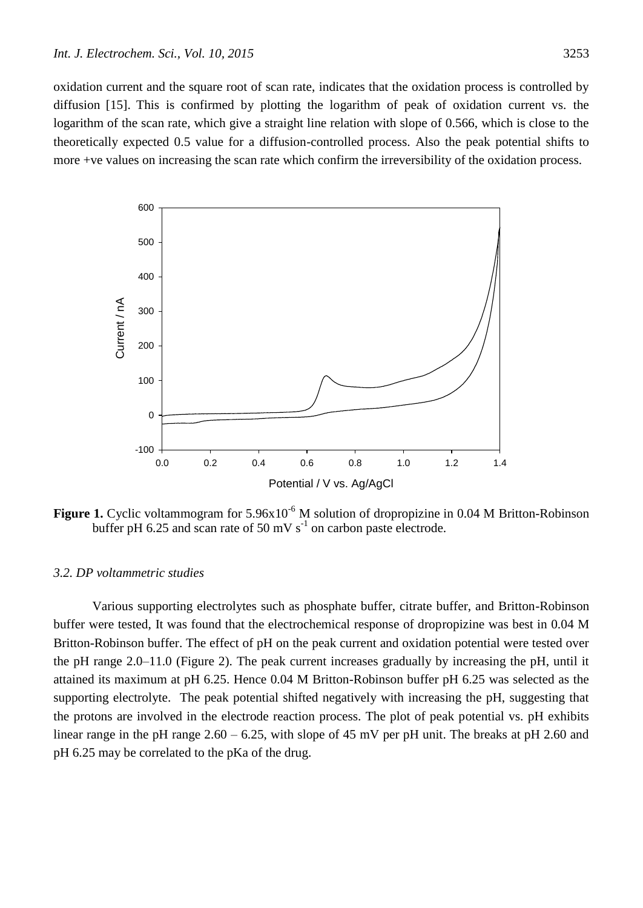oxidation current and the square root of scan rate, indicates that the oxidation process is controlled by diffusion [15]. This is confirmed by plotting the logarithm of peak of oxidation current vs. the logarithm of the scan rate, which give a straight line relation with slope of 0.566, which is close to the theoretically expected 0.5 value for a diffusion-controlled process. Also the peak potential shifts to more +ve values on increasing the scan rate which confirm the irreversibility of the oxidation process.

**Figure 1.** Cyclic voltammogram for $5.96 \times 10^{-6}$ M solution of dropropizine in 0.04 M Britton-Robinson buffer pH 6.25 and scan rate of 50 mV $s^{-1}$ on carbon paste electrode.

### *3.2. DP voltammetric studies*

Various supporting electrolytes such as phosphate buffer, citrate buffer, and Britton-Robinson buffer were tested, It was found that the electrochemical response of dropropizine was best in 0.04 M Britton-Robinson buffer. The effect of pH on the peak current and oxidation potential were tested over the pH range 2.0–11.0 (Figure 2). The peak current increases gradually by increasing the pH, until it attained its maximum at pH 6.25. Hence 0.04 M Britton-Robinson buffer pH 6.25 was selected as the supporting electrolyte. The peak potential shifted negatively with increasing the pH, suggesting that the protons are involved in the electrode reaction process. The plot of peak potential vs. pH exhibits linear range in the pH range 2.60 – 6.25, with slope of 45 mV per pH unit. The breaks at pH 2.60 and pH 6.25 may be correlated to the pKa of the drug.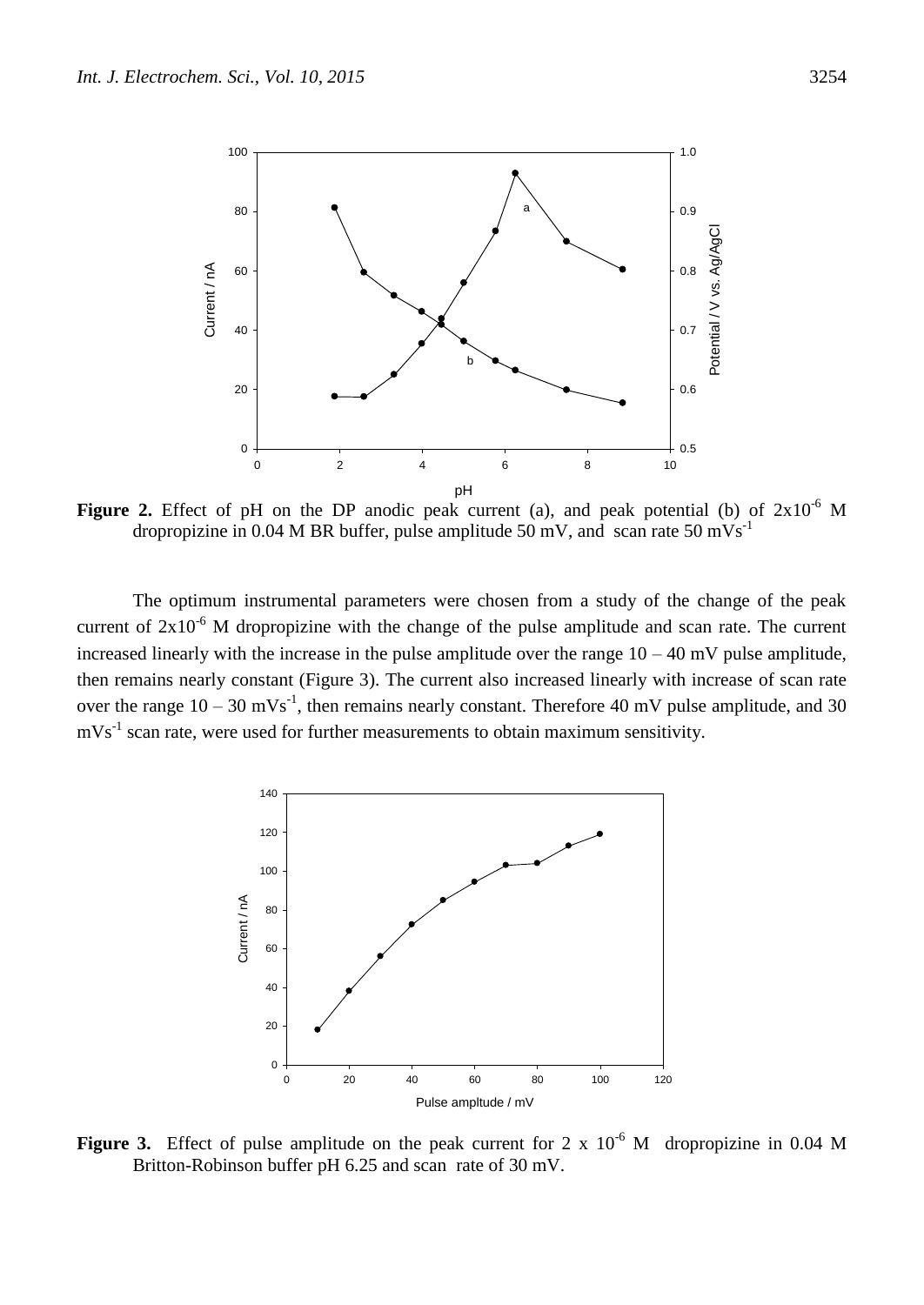**Figure 2.** Effect of pH on the DP anodic peak current (a), and peak potential (b) of $2x10^{-6}$ M dropropizine in 0.04 M BR buffer, pulse amplitude 50 mV, and scan rate 50 $mVs^{-1}$

The optimum instrumental parameters were chosen from a study of the change of the peak current of $2x10^{-6}$ M dropropizine with the change of the pulse amplitude and scan rate. The current increased linearly with the increase in the pulse amplitude over the range 10 – 40 mV pulse amplitude, then remains nearly constant (Figure 3). The current also increased linearly with increase of scan rate over the range 10 – 30 $mVs^{-1}$, then remains nearly constant. Therefore 40 mV pulse amplitude, and 30 $mVs^{-1}$ scan rate, were used for further measurements to obtain maximum sensitivity.

**Figure 3.** Effect of pulse amplitude on the peak current for 2 x $10^{-6}$ M dropropizine in 0.04 M Britton-Robinson buffer pH 6.25 and scan rate of 30 mV.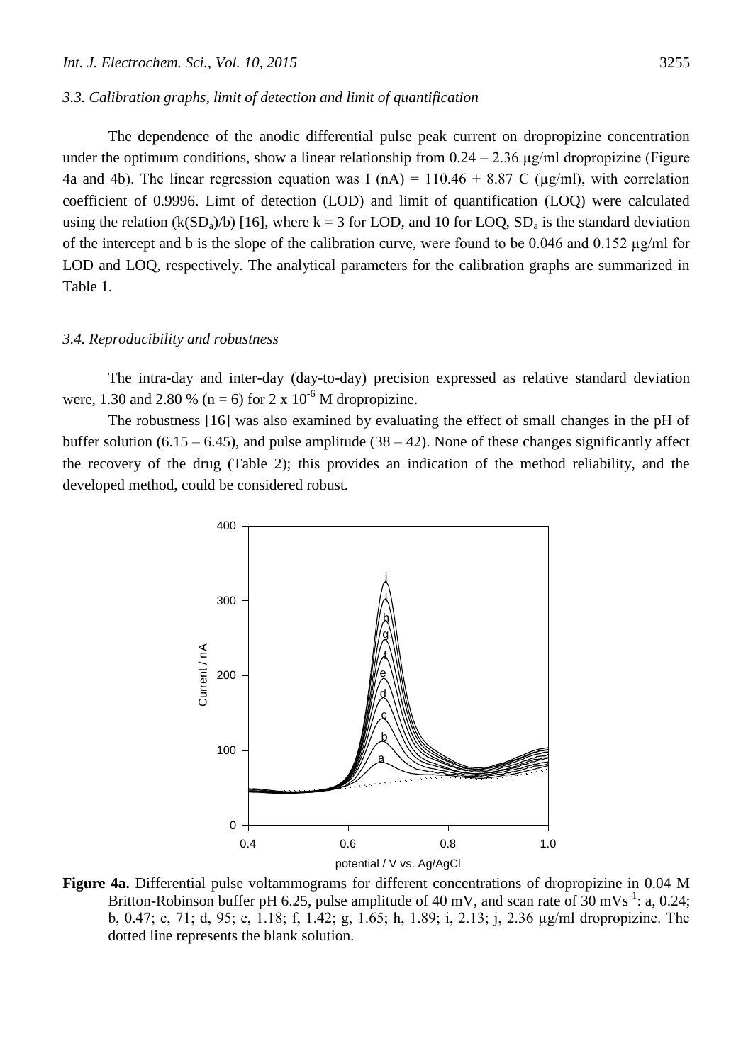### 3.3. Calibration graphs, limit of detection and limit of quantification

The dependence of the anodic differential pulse peak current on dropropizine concentration under the optimum conditions, show a linear relationship from 0.24 – 2.36 μg/ml dropropizine (Figure 4a and 4b). The linear regression equation was I (nA) = 110.46 + 8.87 C (μg/ml), with correlation coefficient of 0.9996. Limt of detection (LOD) and limit of quantification (LOQ) were calculated using the relation ($k(SD_a)/b$) [16], where k = 3 for LOD, and 10 for LOQ, $SD_a$ is the standard deviation of the intercept and b is the slope of the calibration curve, were found to be 0.046 and 0.152 μg/ml for LOD and LOQ, respectively. The analytical parameters for the calibration graphs are summarized in Table 1.

### 3.4. Reproducibility and robustness

The intra-day and inter-day (day-to-day) precision expressed as relative standard deviation were, 1.30 and 2.80 % (n = 6) for $2 \times 10^{-6}$ M dropropizine.

The robustness [16] was also examined by evaluating the effect of small changes in the pH of buffer solution (6.15 – 6.45), and pulse amplitude (38 – 42). None of these changes significantly affect the recovery of the drug (Table 2); this provides an indication of the method reliability, and the developed method, could be considered robust.

**Figure 4a.** Differential pulse voltammograms for different concentrations of dropropizine in 0.04 M Britton-Robinson buffer pH 6.25, pulse amplitude of 40 mV, and scan rate of 30 $mVs^{-1}$: a, 0.24; b, 0.47; c, 71; d, 95; e, 1.18; f, 1.42; g, 1.65; h, 1.89; i, 2.13; j, 2.36 μg/ml dropropizine. The dotted line represents the blank solution.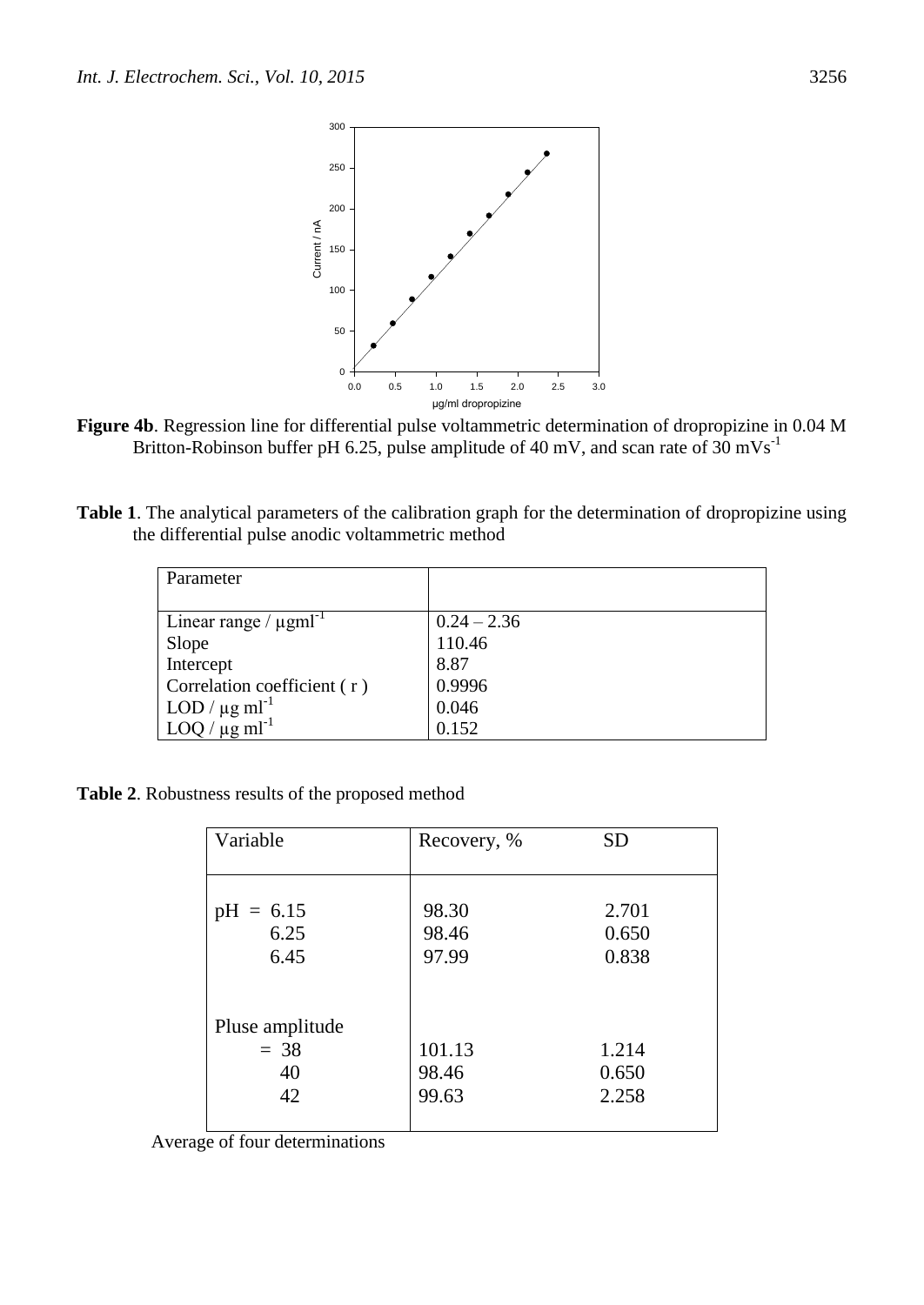**Figure 4b**. Regression line for differential pulse voltammetric determination of dropropizine in 0.04 M Britton-Robinson buffer pH 6.25, pulse amplitude of 40 mV, and scan rate of 30 $mVs^{-1}$

**Table 1**. The analytical parameters of the calibration graph for the determination of dropropizine using the differential pulse anodic voltammetric method

| Parameter | |
|---|---|
| Linear range / $\mu gml^{-1}$ | 0.24 – 2.36 |
| Slope | 110.46 |
| Intercept | 8.87 |
| Correlation coefficient ( r ) | 0.9996 |
| LOD / $\mu g\ ml^{-1}$ | 0.046 |
| LOQ / $\mu g\ ml^{-1}$ | 0.152 |

**Table 2**. Robustness results of the proposed method

| Variable | Recovery, % | SD |
|---|---|---|
| pH = 6.15 | 98.30 | 2.701 |
| 6.25 | 98.46 | 0.650 |
| 6.45 | 97.99 | 0.838 |
| Pluse amplitude | | |
| = 38 | 101.13 | 1.214 |
| 40 | 98.46 | 0.650 |
| 42 | 99.63 | 2.258 |

Average of four determinations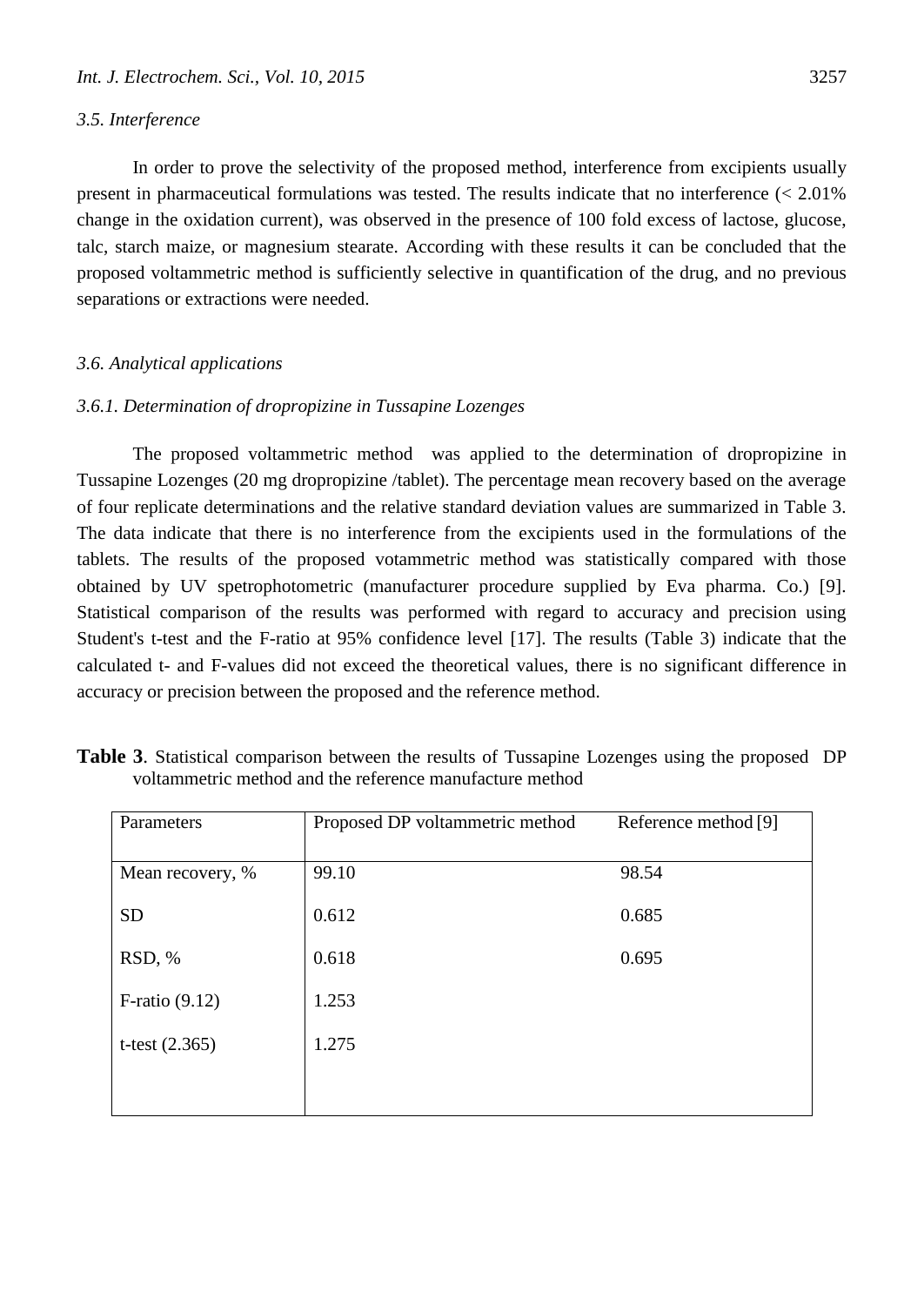### *3.5. Interference*

In order to prove the selectivity of the proposed method, interference from excipients usually present in pharmaceutical formulations was tested. The results indicate that no interference (< 2.01% change in the oxidation current), was observed in the presence of 100 fold excess of lactose, glucose, talc, starch maize, or magnesium stearate. According with these results it can be concluded that the proposed voltammetric method is sufficiently selective in quantification of the drug, and no previous separations or extractions were needed.

### *3.6. Analytical applications*

#### *3.6.1. Determination of dropropizine in Tussapine Lozenges*

The proposed voltammetric method was applied to the determination of dropropizine in Tussapine Lozenges (20 mg dropropizine /tablet). The percentage mean recovery based on the average of four replicate determinations and the relative standard deviation values are summarized in Table 3. The data indicate that there is no interference from the excipients used in the formulations of the tablets. The results of the proposed votammetric method was statistically compared with those obtained by UV spetrophotometric (manufacturer procedure supplied by Eva pharma. Co.) [9]. Statistical comparison of the results was performed with regard to accuracy and precision using Student's t-test and the F-ratio at 95% confidence level [17]. The results (Table 3) indicate that the calculated t- and F-values did not exceed the theoretical values, there is no significant difference in accuracy or precision between the proposed and the reference method.

**Table 3**. Statistical comparison between the results of Tussapine Lozenges using the proposed DP voltammetric method and the reference manufacture method

| Parameters | Proposed DP voltammetric method | Reference method [9] |
|---|---|---|
| Mean recovery, % | 99.10 | 98.54 |
| SD | 0.612 | 0.685 |
| RSD, % | 0.618 | 0.695 |
| F-ratio (9.12) | 1.253 | |
| t-test (2.365) | 1.275 | |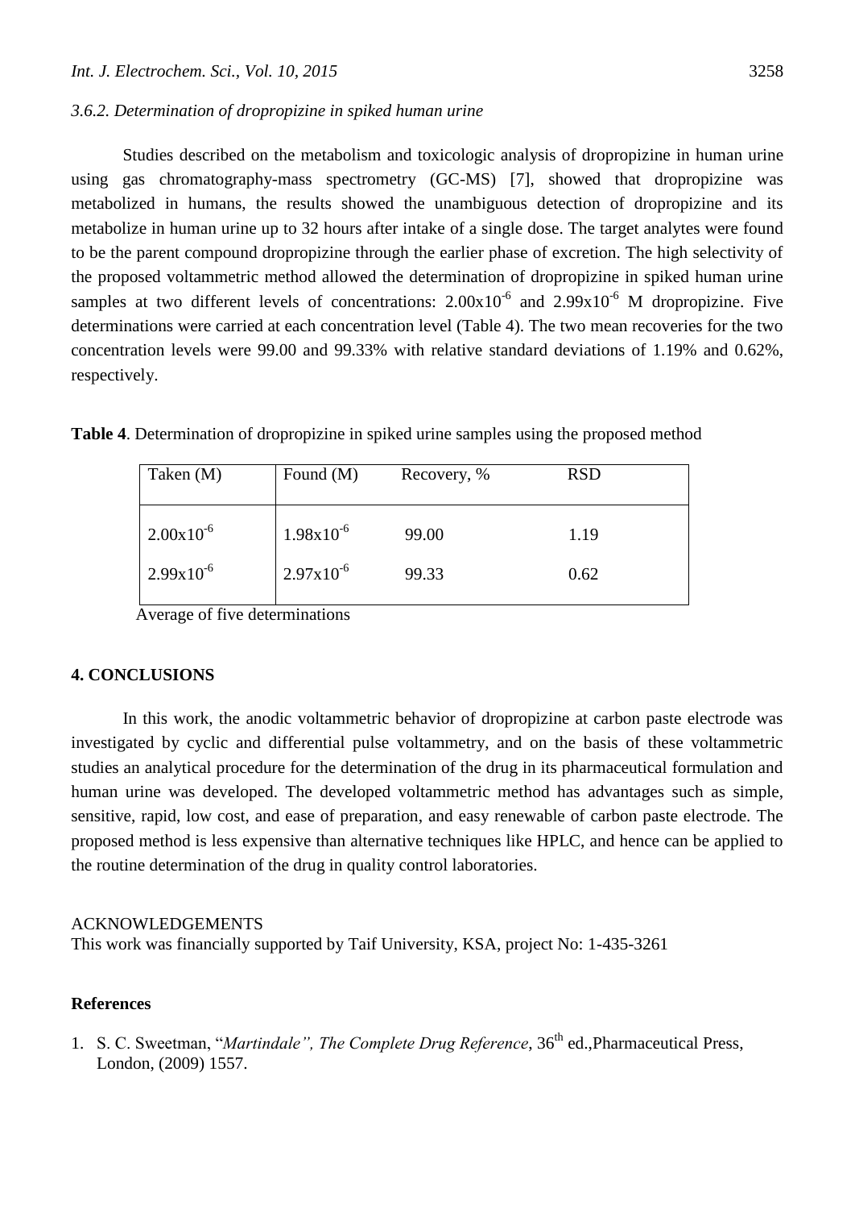### 3.6.2. *Determination of dropropizine in spiked human urine*

Studies described on the metabolism and toxicologic analysis of dropropizine in human urine using gas chromatography-mass spectrometry (GC-MS) [7], showed that dropropizine was metabolized in humans, the results showed the unambiguous detection of dropropizine and its metabolize in human urine up to 32 hours after intake of a single dose. The target analytes were found to be the parent compound dropropizine through the earlier phase of excretion. The high selectivity of the proposed voltammetric method allowed the determination of dropropizine in spiked human urine samples at two different levels of concentrations: $2.00 \times 10^{-6}$ and $2.99 \times 10^{-6}$ M dropropizine. Five determinations were carried at each concentration level (Table 4). The two mean recoveries for the two concentration levels were 99.00 and 99.33% with relative standard deviations of 1.19% and 0.62%, respectively.

**Table 4**. Determination of dropropizine in spiked urine samples using the proposed method

| Taken (M) | Found (M) | Recovery, % | RSD |
|---|---|---|---|
| $2.00 \times 10^{-6}$ | $1.98 \times 10^{-6}$ | 99.00 | 1.19 |
| $2.99 \times 10^{-6}$ | $2.97 \times 10^{-6}$ | 99.33 | 0.62 |

Average of five determinations

## 4. CONCLUSIONS

In this work, the anodic voltammetric behavior of dropropizine at carbon paste electrode was investigated by cyclic and differential pulse voltammetry, and on the basis of these voltammetric studies an analytical procedure for the determination of the drug in its pharmaceutical formulation and human urine was developed. The developed voltammetric method has advantages such as simple, sensitive, rapid, low cost, and ease of preparation, and easy renewable of carbon paste electrode. The proposed method is less expensive than alternative techniques like HPLC, and hence can be applied to the routine determination of the drug in quality control laboratories.

ACKNOWLEDGEMENTS

This work was financially supported by Taif University, KSA, project No: 1-435-3261

## References

1. S. C. Sweetman, "*Martindale", The Complete Drug Reference*, 36th ed.,Pharmaceutical Press, London, (2009) 1557.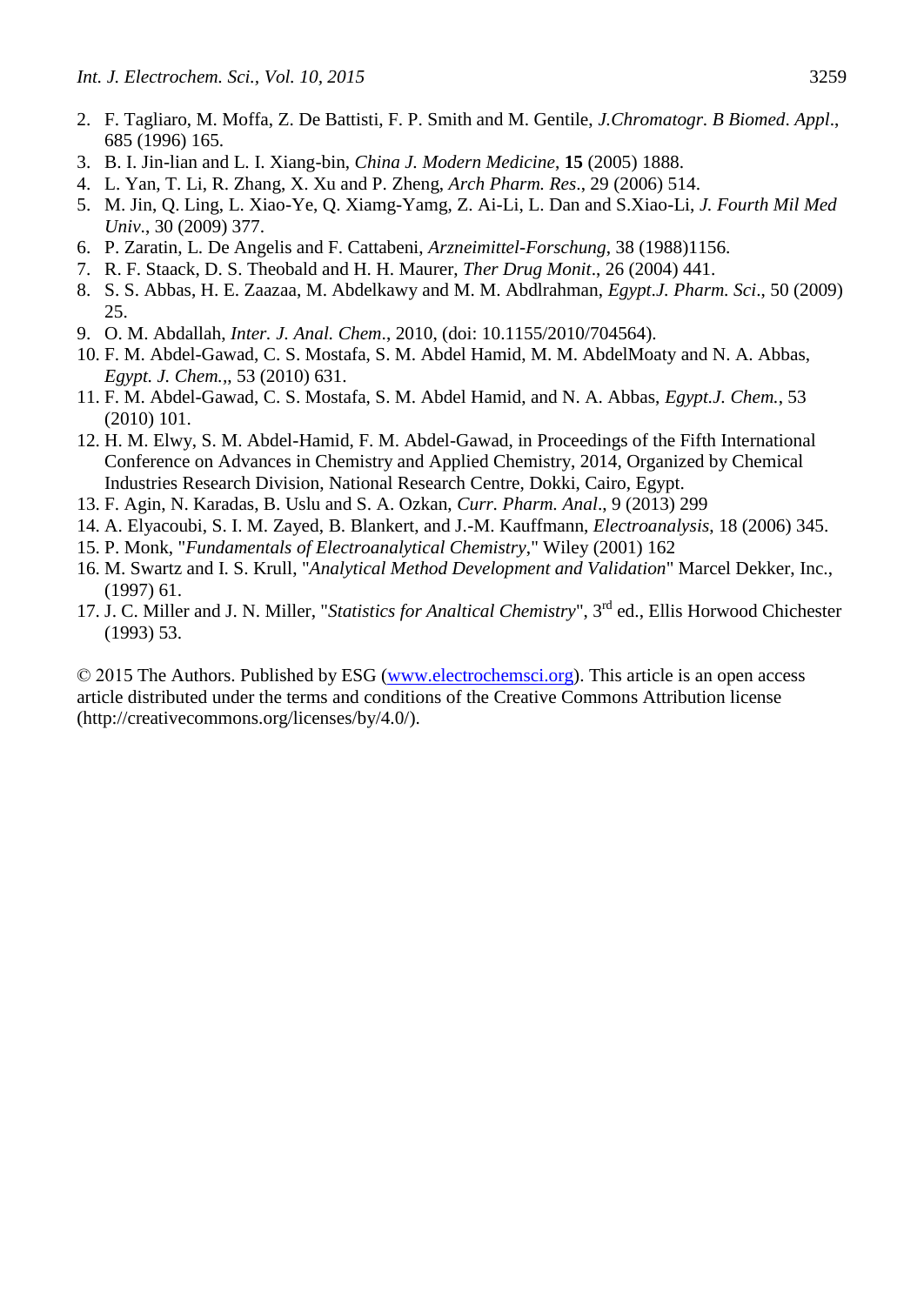2. F. Tagliaro, M. Moffa, Z. De Battisti, F. P. Smith and M. Gentile, *J.Chromatogr. B Biomed. Appl*., 685 (1996) 165.
3. B. I. Jin-lian and L. I. Xiang-bin, *China J. Modern Medicine*, **15** (2005) 1888.
4. L. Yan, T. Li, R. Zhang, X. Xu and P. Zheng, *Arch Pharm. Res*., 29 (2006) 514.
5. M. Jin, Q. Ling, L. Xiao-Ye, Q. Xiamg-Yamg, Z. Ai-Li, L. Dan and S.Xiao-Li, *J. Fourth Mil Med Univ*., 30 (2009) 377.
6. P. Zaratin, L. De Angelis and F. Cattabeni, *Arzneimittel-Forschung*, 38 (1988)1156.
7. R. F. Staack, D. S. Theobald and H. H. Maurer, *Ther Drug Monit*., 26 (2004) 441.
8. S. S. Abbas, H. E. Zaazaa, M. Abdelkawy and M. M. Abdlrahman, *Egypt.J. Pharm. Sci*., 50 (2009) 25.
9. O. M. Abdallah, *Inter. J. Anal. Chem*., 2010, (doi: 10.1155/2010/704564).
10. F. M. Abdel-Gawad, C. S. Mostafa, S. M. Abdel Hamid, M. M. AbdelMoaty and N. A. Abbas, *Egypt. J. Chem.*,, 53 (2010) 631.
11. F. M. Abdel-Gawad, C. S. Mostafa, S. M. Abdel Hamid, and N. A. Abbas, *Egypt.J. Chem.*, 53 (2010) 101.
12. H. M. Elwy, S. M. Abdel-Hamid, F. M. Abdel-Gawad, in Proceedings of the Fifth International Conference on Advances in Chemistry and Applied Chemistry, 2014, Organized by Chemical Industries Research Division, National Research Centre, Dokki, Cairo, Egypt.
13. F. Agin, N. Karadas, B. Uslu and S. A. Ozkan, *Curr. Pharm. Anal*., 9 (2013) 299
14. A. Elyacoubi, S. I. M. Zayed, B. Blankert, and J.-M. Kauffmann, *Electroanalysis*, 18 (2006) 345.
15. P. Monk, "*Fundamentals of Electroanalytical Chemistry*," Wiley (2001) 162
16. M. Swartz and I. S. Krull, "*Analytical Method Development and Validation*" Marcel Dekker, Inc., (1997) 61.
17. J. C. Miller and J. N. Miller, "*Statistics for Analtical Chemistry*", 3rd ed., Ellis Horwood Chichester (1993) 53.

© 2015 The Authors. Published by ESG (www.electrochemsci.org). This article is an open access article distributed under the terms and conditions of the Creative Commons Attribution license (http://creativecommons.org/licenses/by/4.0/).